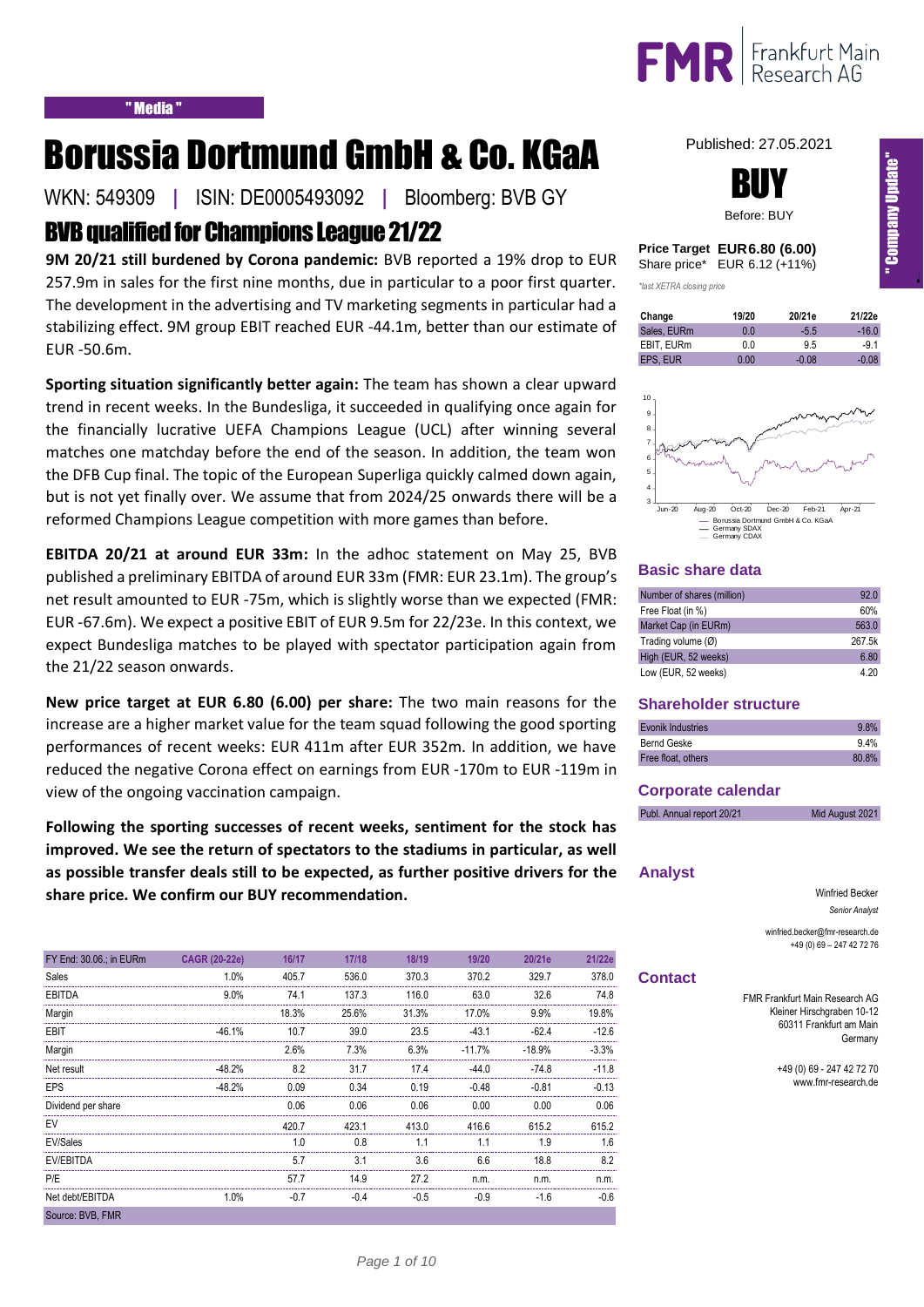" Media "

# Borussia Dortmund GmbH & Co. KGaA

WKN: 549309 | ISIN: DE0005493092 | Bloomberg: BVB GY

## BVB qualified for Champions League 21/22

**9M 20/21 still burdened by Corona pandemic:** BVB reported a 19% drop to EUR 257.9m in sales for the first nine months, due in particular to a poor first quarter. The development in the advertising and TV marketing segments in particular had a stabilizing effect. 9M group EBIT reached EUR -44.1m, better than our estimate of EUR -50.6m.

**Sporting situation significantly better again:** The team has shown a clear upward trend in recent weeks. In the Bundesliga, it succeeded in qualifying once again for the financially lucrative UEFA Champions League (UCL) after winning several matches one matchday before the end of the season. In addition, the team won the DFB Cup final. The topic of the European Superliga quickly calmed down again, but is not yet finally over. We assume that from 2024/25 onwards there will be a reformed Champions League competition with more games than before.

**EBITDA 20/21 at around EUR 33m:** In the adhoc statement on May 25, BVB published a preliminary EBITDA of around EUR 33m (FMR: EUR 23.1m). The group's net result amounted to EUR -75m, which is slightly worse than we expected (FMR: EUR -67.6m). We expect a positive EBIT of EUR 9.5m for 22/23e. In this context, we expect Bundesliga matches to be played with spectator participation again from the 21/22 season onwards.

**New price target at EUR 6.80 (6.00) per share:** The two main reasons for the increase are a higher market value for the team squad following the good sporting performances of recent weeks: EUR 411m after EUR 352m. In addition, we have reduced the negative Corona effect on earnings from EUR -170m to EUR -119m in view of the ongoing vaccination campaign.

**Following the sporting successes of recent weeks, sentiment for the stock has improved. We see the return of spectators to the stadiums in particular, as well as possible transfer deals still to be expected, as further positive drivers for the share price. We confirm our BUY recommendation.**

| FY End: 30.06.; in EURm | CAGR (20-22e) | 16/17 | 17/18 | 18/19 | 19/20 | 20/21e | 21/22e |
|---|---|---|---|---|---|---|---|
| Sales | 1.0% | 405.7 | 536.0 | 370.3 | 370.2 | 329.7 | 378.0 |
| EBITDA | 9.0% | 74.1 | 137.3 | 116.0 | 63.0 | 32.6 | 74.8 |
| Margin | | 18.3% | 25.6% | 31.3% | 17.0% | 9.9% | 19.8% |
| EBIT | -46.1% | 10.7 | 39.0 | 23.5 | -43.1 | -62.4 | -12.6 |
| Margin | | 2.6% | 7.3% | 6.3% | -11.7% | -18.9% | -3.3% |
| Net result | -48.2% | 8.2 | 31.7 | 17.4 | -44.0 | -74.8 | -11.8 |
| EPS | -48.2% | 0.09 | 0.34 | 0.19 | -0.48 | -0.81 | -0.13 |
| Dividend per share | | 0.06 | 0.06 | 0.06 | 0.00 | 0.00 | 0.06 |
| EV | | 420.7 | 423.1 | 413.0 | 416.6 | 615.2 | 615.2 |
| EV/Sales | | 1.0 | 0.8 | 1.1 | 1.1 | 1.9 | 1.6 |
| EV/EBITDA | | 5.7 | 3.1 | 3.6 | 6.6 | 18.8 | 8.2 |
| P/E | | 57.7 | 14.9 | 27.2 | n.m. | n.m. | n.m. |
| Net debt/EBITDA | 1.0% | -0.7 | -0.4 | -0.5 | -0.9 | -1.6 | -0.6 |

Source: BVB, FMR

Published: 27.05.2021

" Company Update "

**BUY**

Before: BUY

**Price Target EUR 6.80 (6.00)**
Share price* EUR 6.12 (+11%)

*last XETRA closing price

| Change | 19/20 | 20/21e | 21/22e |
|---|---|---|---|
| Sales, EURm | 0.0 | -5.5 | -16.0 |
| EBIT, EURm | 0.0 | 9.5 | -9.1 |
| EPS, EUR | 0.00 | -0.08 | -0.08 |

— Borussia Dortmund GmbH & Co. KGaA
— Germany SDAX
— Germany CDAX

### Basic share data

| | |
|---|---|
| Number of shares (million) | 92.0 |
| Free Float (in %) | 60% |
| Market Cap (in EURm) | 563.0 |
| Trading volume (Ø) | 267.5k |
| High (EUR, 52 weeks) | 6.80 |
| Low (EUR, 52 weeks) | 4.20 |

### Shareholder structure

| | |
|---|---|
| Evonik Industries | 9.8% |
| Bernd Geske | 9.4% |
| Free float, others | 80.8% |

### Corporate calendar

| | |
|---|---|
| Publ. Annual report 20/21 | Mid August 2021 |

### Analyst

Winfried Becker
*Senior Analyst*

winfried.becker@fmr-research.de
+49 (0) 69 – 247 42 72 76

### Contact

FMR Frankfurt Main Research AG
Kleiner Hirschgraben 10-12
60311 Frankfurt am Main
Germany

+49 (0) 69 - 247 42 72 70
www.fmr-research.de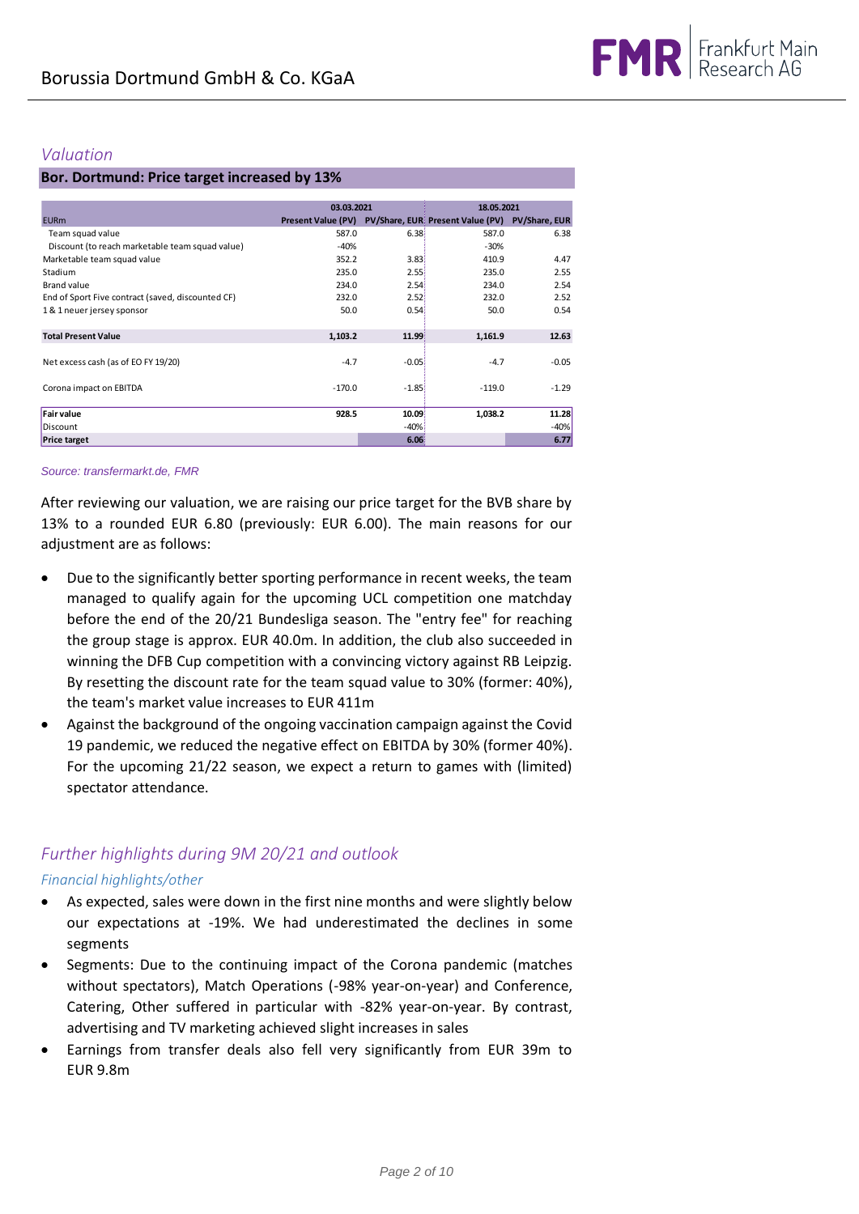## *Valuation*

**Bor. Dortmund: Price target increased by 13%**

| EURm | 03.03.2021 Present Value (PV) | PV/Share, EUR | 18.05.2021 Present Value (PV) | PV/Share, EUR |
|---|---|---|---|---|
| Team squad value | 587.0 | 6.38 | 587.0 | 6.38 |
| Discount (to reach marketable team squad value) | -40% | | -30% | |
| Marketable team squad value | 352.2 | 3.83 | 410.9 | 4.47 |
| Stadium | 235.0 | 2.55 | 235.0 | 2.55 |
| Brand value | 234.0 | 2.54 | 234.0 | 2.54 |
| End of Sport Five contract (saved, discounted CF) | 232.0 | 2.52 | 232.0 | 2.52 |
| 1 & 1 neuer jersey sponsor | 50.0 | 0.54 | 50.0 | 0.54 |
| **Total Present Value** | **1,103.2** | **11.99** | **1,161.9** | **12.63** |
| Net excess cash (as of EO FY 19/20) | -4.7 | -0.05 | -4.7 | -0.05 |
| Corona impact on EBITDA | -170.0 | -1.85 | -119.0 | -1.29 |
| **Fair value** | **928.5** | **10.09** | **1,038.2** | **11.28** |
| Discount | | -40% | | -40% |
| **Price target** | | **6.06** | | **6.77** |

*Source: transfermarkt.de, FMR*

After reviewing our valuation, we are raising our price target for the BVB share by 13% to a rounded EUR 6.80 (previously: EUR 6.00). The main reasons for our adjustment are as follows:

- Due to the significantly better sporting performance in recent weeks, the team managed to qualify again for the upcoming UCL competition one matchday before the end of the 20/21 Bundesliga season. The "entry fee" for reaching the group stage is approx. EUR 40.0m. In addition, the club also succeeded in winning the DFB Cup competition with a convincing victory against RB Leipzig. By resetting the discount rate for the team squad value to 30% (former: 40%), the team's market value increases to EUR 411m
- Against the background of the ongoing vaccination campaign against the Covid 19 pandemic, we reduced the negative effect on EBITDA by 30% (former 40%). For the upcoming 21/22 season, we expect a return to games with (limited) spectator attendance.

## *Further highlights during 9M 20/21 and outlook*

### *Financial highlights/other*

- As expected, sales were down in the first nine months and were slightly below our expectations at -19%. We had underestimated the declines in some segments
- Segments: Due to the continuing impact of the Corona pandemic (matches without spectators), Match Operations (-98% year-on-year) and Conference, Catering, Other suffered in particular with -82% year-on-year. By contrast, advertising and TV marketing achieved slight increases in sales
- Earnings from transfer deals also fell very significantly from EUR 39m to EUR 9.8m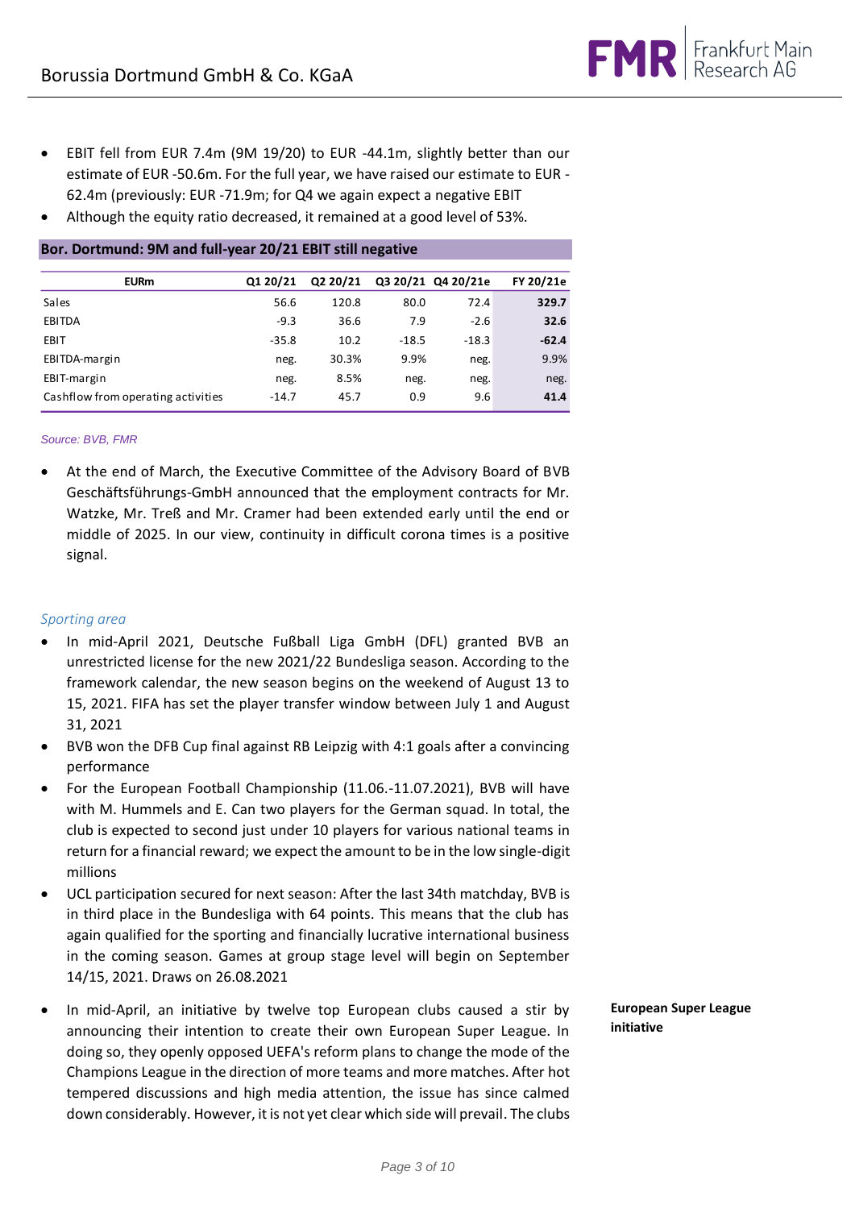- EBIT fell from EUR 7.4m (9M 19/20) to EUR -44.1m, slightly better than our estimate of EUR -50.6m. For the full year, we have raised our estimate to EUR -62.4m (previously: EUR -71.9m; for Q4 we again expect a negative EBIT
- Although the equity ratio decreased, it remained at a good level of 53%.

**Bor. Dortmund: 9M and full-year 20/21 EBIT still negative**

| EURm | Q1 20/21 | Q2 20/21 | Q3 20/21 | Q4 20/21e | FY 20/21e |
|---|---|---|---|---|---|
| Sales | 56.6 | 120.8 | 80.0 | 72.4 | **329.7** |
| EBITDA | -9.3 | 36.6 | 7.9 | -2.6 | **32.6** |
| EBIT | -35.8 | 10.2 | -18.5 | -18.3 | **-62.4** |
| EBITDA-margin | neg. | 30.3% | 9.9% | neg. | 9.9% |
| EBIT-margin | neg. | 8.5% | neg. | neg. | neg. |
| Cashflow from operating activities | -14.7 | 45.7 | 0.9 | 9.6 | **41.4** |

*Source: BVB, FMR*

- At the end of March, the Executive Committee of the Advisory Board of BVB Geschäftsführungs-GmbH announced that the employment contracts for Mr. Watzke, Mr. Treß and Mr. Cramer had been extended early until the end or middle of 2025. In our view, continuity in difficult corona times is a positive signal.

*Sporting area*

- In mid-April 2021, Deutsche Fußball Liga GmbH (DFL) granted BVB an unrestricted license for the new 2021/22 Bundesliga season. According to the framework calendar, the new season begins on the weekend of August 13 to 15, 2021. FIFA has set the player transfer window between July 1 and August 31, 2021
- BVB won the DFB Cup final against RB Leipzig with 4:1 goals after a convincing performance
- For the European Football Championship (11.06.-11.07.2021), BVB will have with M. Hummels and E. Can two players for the German squad. In total, the club is expected to second just under 10 players for various national teams in return for a financial reward; we expect the amount to be in the low single-digit millions
- UCL participation secured for next season: After the last 34th matchday, BVB is in third place in the Bundesliga with 64 points. This means that the club has again qualified for the sporting and financially lucrative international business in the coming season. Games at group stage level will begin on September 14/15, 2021. Draws on 26.08.2021

**European Super League initiative**

- In mid-April, an initiative by twelve top European clubs caused a stir by announcing their intention to create their own European Super League. In doing so, they openly opposed UEFA's reform plans to change the mode of the Champions League in the direction of more teams and more matches. After hot tempered discussions and high media attention, the issue has since calmed down considerably. However, it is not yet clear which side will prevail. The clubs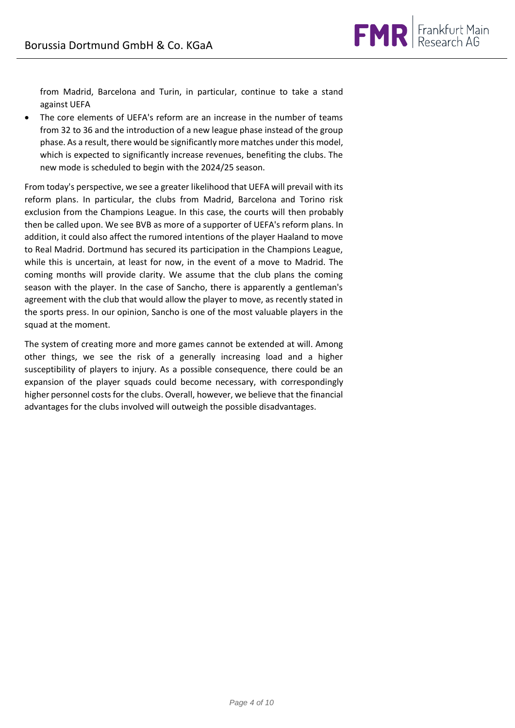from Madrid, Barcelona and Turin, in particular, continue to take a stand against UEFA

- The core elements of UEFA's reform are an increase in the number of teams from 32 to 36 and the introduction of a new league phase instead of the group phase. As a result, there would be significantly more matches under this model, which is expected to significantly increase revenues, benefiting the clubs. The new mode is scheduled to begin with the 2024/25 season.

From today's perspective, we see a greater likelihood that UEFA will prevail with its reform plans. In particular, the clubs from Madrid, Barcelona and Torino risk exclusion from the Champions League. In this case, the courts will then probably then be called upon. We see BVB as more of a supporter of UEFA's reform plans. In addition, it could also affect the rumored intentions of the player Haaland to move to Real Madrid. Dortmund has secured its participation in the Champions League, while this is uncertain, at least for now, in the event of a move to Madrid. The coming months will provide clarity. We assume that the club plans the coming season with the player. In the case of Sancho, there is apparently a gentleman's agreement with the club that would allow the player to move, as recently stated in the sports press. In our opinion, Sancho is one of the most valuable players in the squad at the moment.

The system of creating more and more games cannot be extended at will. Among other things, we see the risk of a generally increasing load and a higher susceptibility of players to injury. As a possible consequence, there could be an expansion of the player squads could become necessary, with correspondingly higher personnel costs for the clubs. Overall, however, we believe that the financial advantages for the clubs involved will outweigh the possible disadvantages.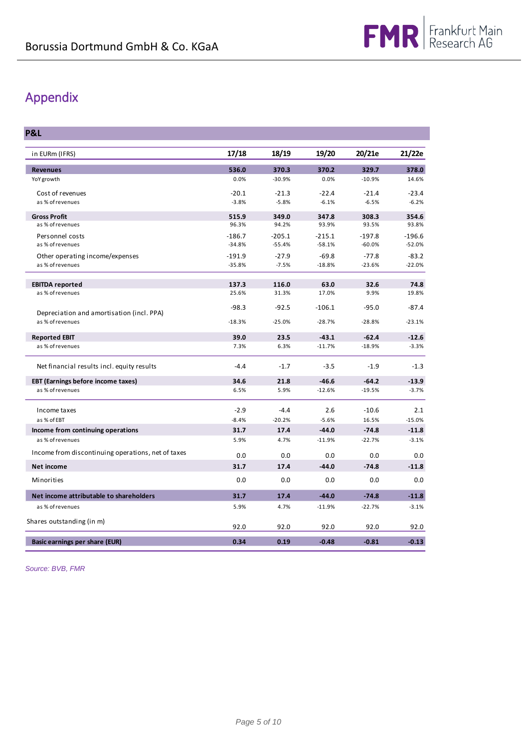# Appendix

## P&L

| in EURm (IFRS) | 17/18 | 18/19 | 19/20 | 20/21e | 21/22e |
|---|---|---|---|---|---|
| **Revenues** | **536.0** | **370.3** | **370.2** | **329.7** | **378.0** |
| YoY growth | 0.0% | -30.9% | 0.0% | -10.9% | 14.6% |
| Cost of revenues | -20.1 | -21.3 | -22.4 | -21.4 | -23.4 |
| as % of revenues | -3.8% | -5.8% | -6.1% | -6.5% | -6.2% |
| **Gross Profit** | **515.9** | **349.0** | **347.8** | **308.3** | **354.6** |
| as % of revenues | 96.3% | 94.2% | 93.9% | 93.5% | 93.8% |
| Personnel costs | -186.7 | -205.1 | -215.1 | -197.8 | -196.6 |
| as % of revenues | -34.8% | -55.4% | -58.1% | -60.0% | -52.0% |
| Other operating income/expenses | -191.9 | -27.9 | -69.8 | -77.8 | -83.2 |
| as % of revenues | -35.8% | -7.5% | -18.8% | -23.6% | -22.0% |
| **EBITDA reported** | **137.3** | **116.0** | **63.0** | **32.6** | **74.8** |
| as % of revenues | 25.6% | 31.3% | 17.0% | 9.9% | 19.8% |
| Depreciation and amortisation (incl. PPA) | -98.3 | -92.5 | -106.1 | -95.0 | -87.4 |
| as % of revenues | -18.3% | -25.0% | -28.7% | -28.8% | -23.1% |
| **Reported EBIT** | **39.0** | **23.5** | **-43.1** | **-62.4** | **-12.6** |
| as % of revenues | 7.3% | 6.3% | -11.7% | -18.9% | -3.3% |
| Net financial results incl. equity results | -4.4 | -1.7 | -3.5 | -1.9 | -1.3 |
| **EBT (Earnings before income taxes)** | **34.6** | **21.8** | **-46.6** | **-64.2** | **-13.9** |
| as % of revenues | 6.5% | 5.9% | -12.6% | -19.5% | -3.7% |
| Income taxes | -2.9 | -4.4 | 2.6 | -10.6 | 2.1 |
| as % of EBT | -8.4% | -20.2% | -5.6% | 16.5% | -15.0% |
| **Income from continuing operations** | **31.7** | **17.4** | **-44.0** | **-74.8** | **-11.8** |
| as % of revenues | 5.9% | 4.7% | -11.9% | -22.7% | -3.1% |
| Income from discontinuing operations, net of taxes | 0.0 | 0.0 | 0.0 | 0.0 | 0.0 |
| **Net income** | **31.7** | **17.4** | **-44.0** | **-74.8** | **-11.8** |
| Minorities | 0.0 | 0.0 | 0.0 | 0.0 | 0.0 |
| **Net income attributable to shareholders** | **31.7** | **17.4** | **-44.0** | **-74.8** | **-11.8** |
| as % of revenues | 5.9% | 4.7% | -11.9% | -22.7% | -3.1% |
| Shares outstanding (in m) | 92.0 | 92.0 | 92.0 | 92.0 | 92.0 |
| **Basic earnings per share (EUR)** | **0.34** | **0.19** | **-0.48** | **-0.81** | **-0.13** |

*Source: BVB, FMR*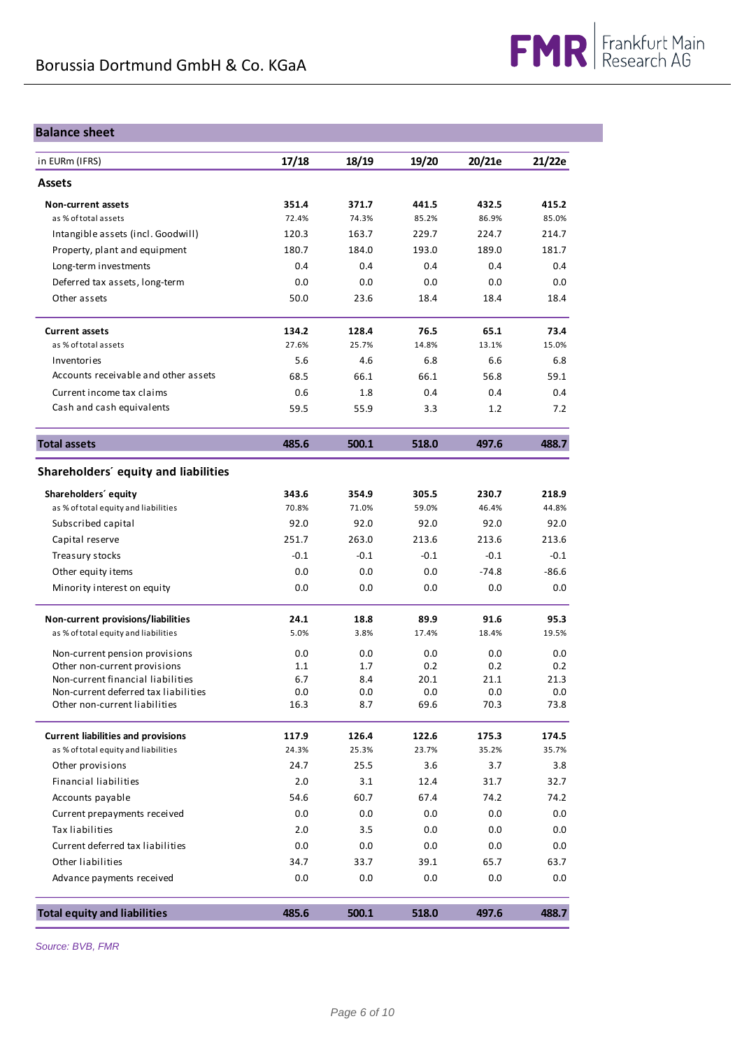## Balance sheet

| in EURm (IFRS) | 17/18 | 18/19 | 19/20 | 20/21e | 21/22e |
|---|---|---|---|---|---|
| **Assets** | | | | | |
| **Non-current assets** | **351.4** | **371.7** | **441.5** | **432.5** | **415.2** |
| as % of total assets | 72.4% | 74.3% | 85.2% | 86.9% | 85.0% |
| Intangible assets (incl. Goodwill) | 120.3 | 163.7 | 229.7 | 224.7 | 214.7 |
| Property, plant and equipment | 180.7 | 184.0 | 193.0 | 189.0 | 181.7 |
| Long-term investments | 0.4 | 0.4 | 0.4 | 0.4 | 0.4 |
| Deferred tax assets, long-term | 0.0 | 0.0 | 0.0 | 0.0 | 0.0 |
| Other assets | 50.0 | 23.6 | 18.4 | 18.4 | 18.4 |
| **Current assets** | **134.2** | **128.4** | **76.5** | **65.1** | **73.4** |
| as % of total assets | 27.6% | 25.7% | 14.8% | 13.1% | 15.0% |
| Inventories | 5.6 | 4.6 | 6.8 | 6.6 | 6.8 |
| Accounts receivable and other assets | 68.5 | 66.1 | 66.1 | 56.8 | 59.1 |
| Current income tax claims | 0.6 | 1.8 | 0.4 | 0.4 | 0.4 |
| Cash and cash equivalents | 59.5 | 55.9 | 3.3 | 1.2 | 7.2 |
| **Total assets** | **485.6** | **500.1** | **518.0** | **497.6** | **488.7** |
| **Shareholders´ equity and liabilities** | | | | | |
| **Shareholders´ equity** | **343.6** | **354.9** | **305.5** | **230.7** | **218.9** |
| as % of total equity and liabilities | 70.8% | 71.0% | 59.0% | 46.4% | 44.8% |
| Subscribed capital | 92.0 | 92.0 | 92.0 | 92.0 | 92.0 |
| Capital reserve | 251.7 | 263.0 | 213.6 | 213.6 | 213.6 |
| Treasury stocks | -0.1 | -0.1 | -0.1 | -0.1 | -0.1 |
| Other equity items | 0.0 | 0.0 | 0.0 | -74.8 | -86.6 |
| Minority interest on equity | 0.0 | 0.0 | 0.0 | 0.0 | 0.0 |
| **Non-current provisions/liabilities** | **24.1** | **18.8** | **89.9** | **91.6** | **95.3** |
| as % of total equity and liabilities | 5.0% | 3.8% | 17.4% | 18.4% | 19.5% |
| Non-current pension provisions | 0.0 | 0.0 | 0.0 | 0.0 | 0.0 |
| Other non-current provisions | 1.1 | 1.7 | 0.2 | 0.2 | 0.2 |
| Non-current financial liabilities | 6.7 | 8.4 | 20.1 | 21.1 | 21.3 |
| Non-current deferred tax liabilities | 0.0 | 0.0 | 0.0 | 0.0 | 0.0 |
| Other non-current liabilities | 16.3 | 8.7 | 69.6 | 70.3 | 73.8 |
| **Current liabilities and provisions** | **117.9** | **126.4** | **122.6** | **175.3** | **174.5** |
| as % of total equity and liabilities | 24.3% | 25.3% | 23.7% | 35.2% | 35.7% |
| Other provisions | 24.7 | 25.5 | 3.6 | 3.7 | 3.8 |
| Financial liabilities | 2.0 | 3.1 | 12.4 | 31.7 | 32.7 |
| Accounts payable | 54.6 | 60.7 | 67.4 | 74.2 | 74.2 |
| Current prepayments received | 0.0 | 0.0 | 0.0 | 0.0 | 0.0 |
| Tax liabilities | 2.0 | 3.5 | 0.0 | 0.0 | 0.0 |
| Current deferred tax liabilities | 0.0 | 0.0 | 0.0 | 0.0 | 0.0 |
| Other liabilities | 34.7 | 33.7 | 39.1 | 65.7 | 63.7 |
| Advance payments received | 0.0 | 0.0 | 0.0 | 0.0 | 0.0 |
| **Total equity and liabilities** | **485.6** | **500.1** | **518.0** | **497.6** | **488.7** |

*Source: BVB, FMR*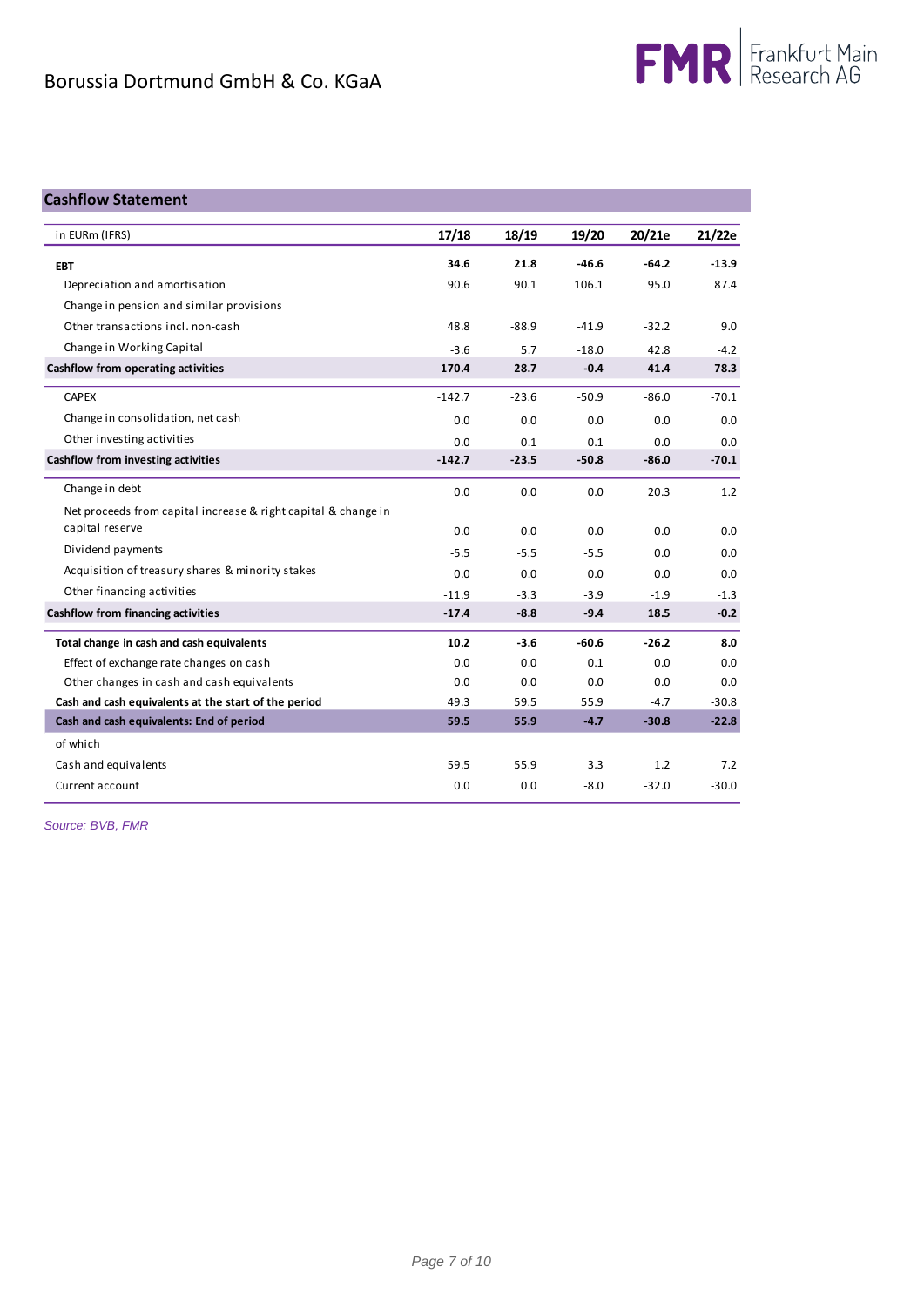## Cashflow Statement

| in EURm (IFRS) | 17/18 | 18/19 | 19/20 | 20/21e | 21/22e |
|---|---|---|---|---|---|
| **EBT** | **34.6** | **21.8** | **-46.6** | **-64.2** | **-13.9** |
| Depreciation and amortisation | 90.6 | 90.1 | 106.1 | 95.0 | 87.4 |
| Change in pension and similar provisions | | | | | |
| Other transactions incl. non-cash | 48.8 | -88.9 | -41.9 | -32.2 | 9.0 |
| Change in Working Capital | -3.6 | 5.7 | -18.0 | 42.8 | -4.2 |
| **Cashflow from operating activities** | **170.4** | **28.7** | **-0.4** | **41.4** | **78.3** |
| CAPEX | -142.7 | -23.6 | -50.9 | -86.0 | -70.1 |
| Change in consolidation, net cash | 0.0 | 0.0 | 0.0 | 0.0 | 0.0 |
| Other investing activities | 0.0 | 0.1 | 0.1 | 0.0 | 0.0 |
| **Cashflow from investing activities** | **-142.7** | **-23.5** | **-50.8** | **-86.0** | **-70.1** |
| Change in debt | 0.0 | 0.0 | 0.0 | 20.3 | 1.2 |
| Net proceeds from capital increase & right capital & change in capital reserve | 0.0 | 0.0 | 0.0 | 0.0 | 0.0 |
| Dividend payments | -5.5 | -5.5 | -5.5 | 0.0 | 0.0 |
| Acquisition of treasury shares & minority stakes | 0.0 | 0.0 | 0.0 | 0.0 | 0.0 |
| Other financing activities | -11.9 | -3.3 | -3.9 | -1.9 | -1.3 |
| **Cashflow from financing activities** | **-17.4** | **-8.8** | **-9.4** | **18.5** | **-0.2** |
| **Total change in cash and cash equivalents** | **10.2** | **-3.6** | **-60.6** | **-26.2** | **8.0** |
| Effect of exchange rate changes on cash | 0.0 | 0.0 | 0.1 | 0.0 | 0.0 |
| Other changes in cash and cash equivalents | 0.0 | 0.0 | 0.0 | 0.0 | 0.0 |
| **Cash and cash equivalents at the start of the period** | 49.3 | 59.5 | 55.9 | -4.7 | -30.8 |
| **Cash and cash equivalents: End of period** | **59.5** | **55.9** | **-4.7** | **-30.8** | **-22.8** |
| of which | | | | | |
| Cash and equivalents | 59.5 | 55.9 | 3.3 | 1.2 | 7.2 |
| Current account | 0.0 | 0.0 | -8.0 | -32.0 | -30.0 |

*Source: BVB, FMR*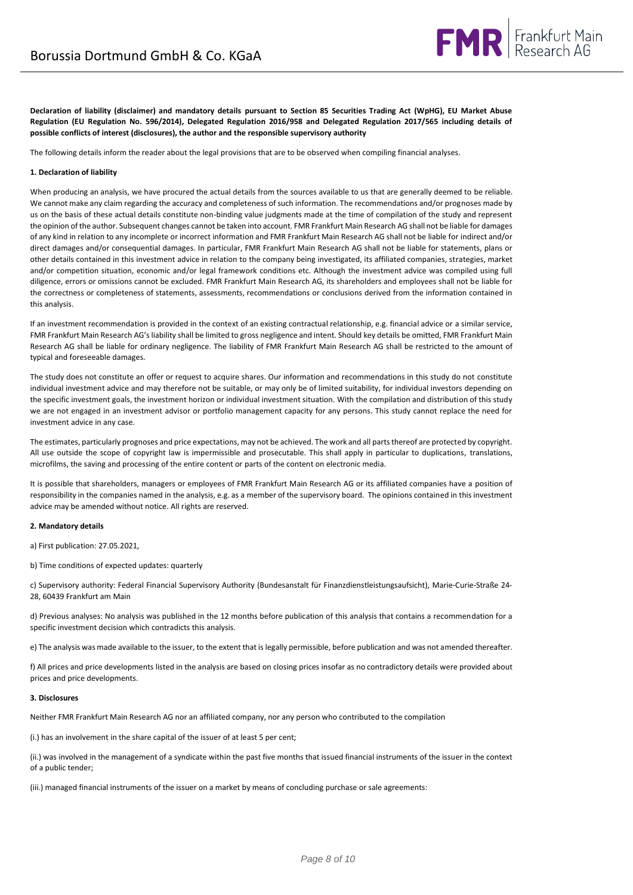**Declaration of liability (disclaimer) and mandatory details pursuant to Section 85 Securities Trading Act (WpHG), EU Market Abuse Regulation (EU Regulation No. 596/2014), Delegated Regulation 2016/958 and Delegated Regulation 2017/565 including details of possible conflicts of interest (disclosures), the author and the responsible supervisory authority**

The following details inform the reader about the legal provisions that are to be observed when compiling financial analyses.

**1. Declaration of liability**

When producing an analysis, we have procured the actual details from the sources available to us that are generally deemed to be reliable. We cannot make any claim regarding the accuracy and completeness of such information. The recommendations and/or prognoses made by us on the basis of these actual details constitute non-binding value judgments made at the time of compilation of the study and represent the opinion of the author. Subsequent changes cannot be taken into account. FMR Frankfurt Main Research AG shall not be liable for damages of any kind in relation to any incomplete or incorrect information and FMR Frankfurt Main Research AG shall not be liable for indirect and/or direct damages and/or consequential damages. In particular, FMR Frankfurt Main Research AG shall not be liable for statements, plans or other details contained in this investment advice in relation to the company being investigated, its affiliated companies, strategies, market and/or competition situation, economic and/or legal framework conditions etc. Although the investment advice was compiled using full diligence, errors or omissions cannot be excluded. FMR Frankfurt Main Research AG, its shareholders and employees shall not be liable for the correctness or completeness of statements, assessments, recommendations or conclusions derived from the information contained in this analysis.

If an investment recommendation is provided in the context of an existing contractual relationship, e.g. financial advice or a similar service, FMR Frankfurt Main Research AG's liability shall be limited to gross negligence and intent. Should key details be omitted, FMR Frankfurt Main Research AG shall be liable for ordinary negligence. The liability of FMR Frankfurt Main Research AG shall be restricted to the amount of typical and foreseeable damages.

The study does not constitute an offer or request to acquire shares. Our information and recommendations in this study do not constitute individual investment advice and may therefore not be suitable, or may only be of limited suitability, for individual investors depending on the specific investment goals, the investment horizon or individual investment situation. With the compilation and distribution of this study we are not engaged in an investment advisor or portfolio management capacity for any persons. This study cannot replace the need for investment advice in any case.

The estimates, particularly prognoses and price expectations, may not be achieved. The work and all parts thereof are protected by copyright. All use outside the scope of copyright law is impermissible and prosecutable. This shall apply in particular to duplications, translations, microfilms, the saving and processing of the entire content or parts of the content on electronic media.

It is possible that shareholders, managers or employees of FMR Frankfurt Main Research AG or its affiliated companies have a position of responsibility in the companies named in the analysis, e.g. as a member of the supervisory board. The opinions contained in this investment advice may be amended without notice. All rights are reserved.

**2. Mandatory details**

a) First publication: 27.05.2021,

b) Time conditions of expected updates: quarterly

c) Supervisory authority: Federal Financial Supervisory Authority (Bundesanstalt für Finanzdienstleistungsaufsicht), Marie-Curie-Straße 24-28, 60439 Frankfurt am Main

d) Previous analyses: No analysis was published in the 12 months before publication of this analysis that contains a recommendation for a specific investment decision which contradicts this analysis.

e) The analysis was made available to the issuer, to the extent that is legally permissible, before publication and was not amended thereafter.

f) All prices and price developments listed in the analysis are based on closing prices insofar as no contradictory details were provided about prices and price developments.

**3. Disclosures**

Neither FMR Frankfurt Main Research AG nor an affiliated company, nor any person who contributed to the compilation

(i.) has an involvement in the share capital of the issuer of at least 5 per cent;

(ii.) was involved in the management of a syndicate within the past five months that issued financial instruments of the issuer in the context of a public tender;

(iii.) managed financial instruments of the issuer on a market by means of concluding purchase or sale agreements: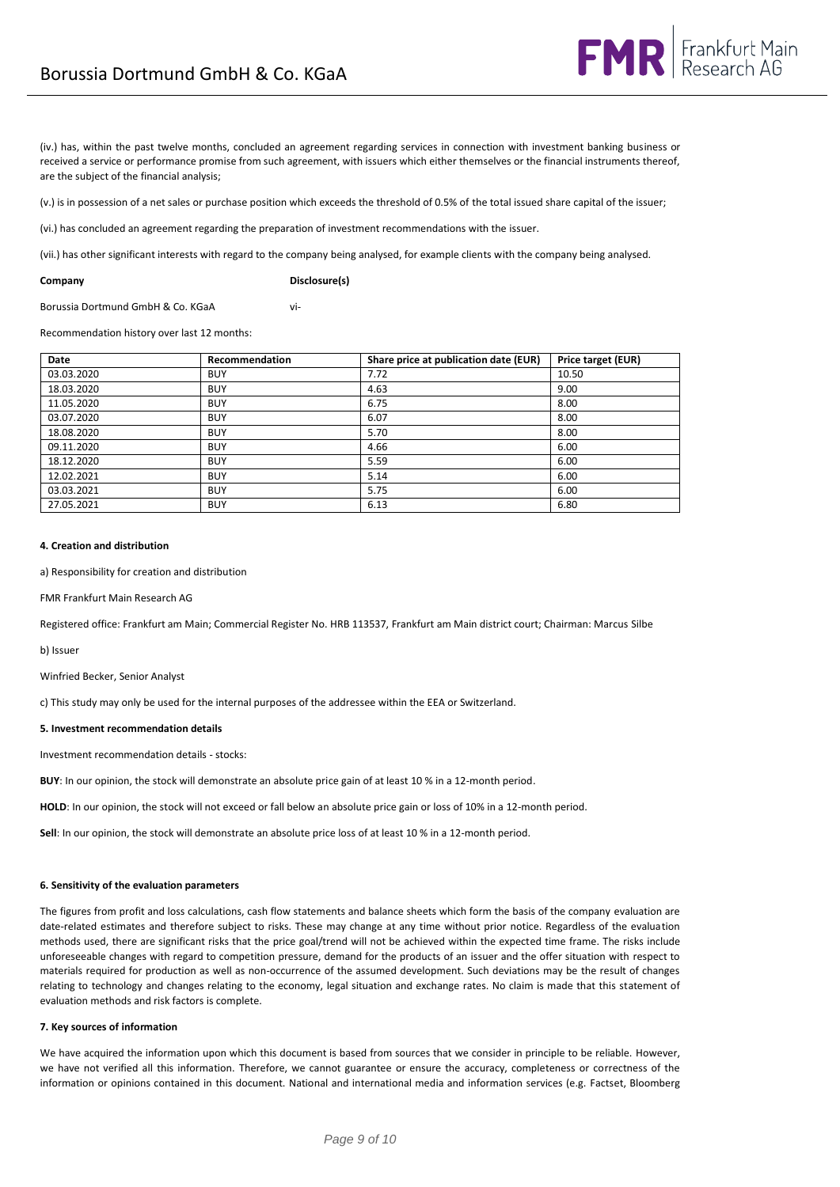(iv.) has, within the past twelve months, concluded an agreement regarding services in connection with investment banking business or received a service or performance promise from such agreement, with issuers which either themselves or the financial instruments thereof, are the subject of the financial analysis;

(v.) is in possession of a net sales or purchase position which exceeds the threshold of 0.5% of the total issued share capital of the issuer;

(vi.) has concluded an agreement regarding the preparation of investment recommendations with the issuer.

(vii.) has other significant interests with regard to the company being analysed, for example clients with the company being analysed.

| **Company** | **Disclosure(s)** |
|---|---|
| Borussia Dortmund GmbH & Co. KGaA | vi- |

Recommendation history over last 12 months:

| Date | Recommendation | Share price at publication date (EUR) | Price target (EUR) |
|---|---|---|---|
| 03.03.2020 | BUY | 7.72 | 10.50 |
| 18.03.2020 | BUY | 4.63 | 9.00 |
| 11.05.2020 | BUY | 6.75 | 8.00 |
| 03.07.2020 | BUY | 6.07 | 8.00 |
| 18.08.2020 | BUY | 5.70 | 8.00 |
| 09.11.2020 | BUY | 4.66 | 6.00 |
| 18.12.2020 | BUY | 5.59 | 6.00 |
| 12.02.2021 | BUY | 5.14 | 6.00 |
| 03.03.2021 | BUY | 5.75 | 6.00 |
| 27.05.2021 | BUY | 6.13 | 6.80 |

#### 4. Creation and distribution

a) Responsibility for creation and distribution

FMR Frankfurt Main Research AG

Registered office: Frankfurt am Main; Commercial Register No. HRB 113537, Frankfurt am Main district court; Chairman: Marcus Silbe

b) Issuer

Winfried Becker, Senior Analyst

c) This study may only be used for the internal purposes of the addressee within the EEA or Switzerland.

#### 5. Investment recommendation details

Investment recommendation details - stocks:

**BUY**: In our opinion, the stock will demonstrate an absolute price gain of at least 10 % in a 12-month period.

**HOLD**: In our opinion, the stock will not exceed or fall below an absolute price gain or loss of 10% in a 12-month period.

**Sell**: In our opinion, the stock will demonstrate an absolute price loss of at least 10 % in a 12-month period.

#### 6. Sensitivity of the evaluation parameters

The figures from profit and loss calculations, cash flow statements and balance sheets which form the basis of the company evaluation are date-related estimates and therefore subject to risks. These may change at any time without prior notice. Regardless of the evaluation methods used, there are significant risks that the price goal/trend will not be achieved within the expected time frame. The risks include unforeseeable changes with regard to competition pressure, demand for the products of an issuer and the offer situation with respect to materials required for production as well as non-occurrence of the assumed development. Such deviations may be the result of changes relating to technology and changes relating to the economy, legal situation and exchange rates. No claim is made that this statement of evaluation methods and risk factors is complete.

#### 7. Key sources of information

We have acquired the information upon which this document is based from sources that we consider in principle to be reliable. However, we have not verified all this information. Therefore, we cannot guarantee or ensure the accuracy, completeness or correctness of the information or opinions contained in this document. National and international media and information services (e.g. Factset, Bloomberg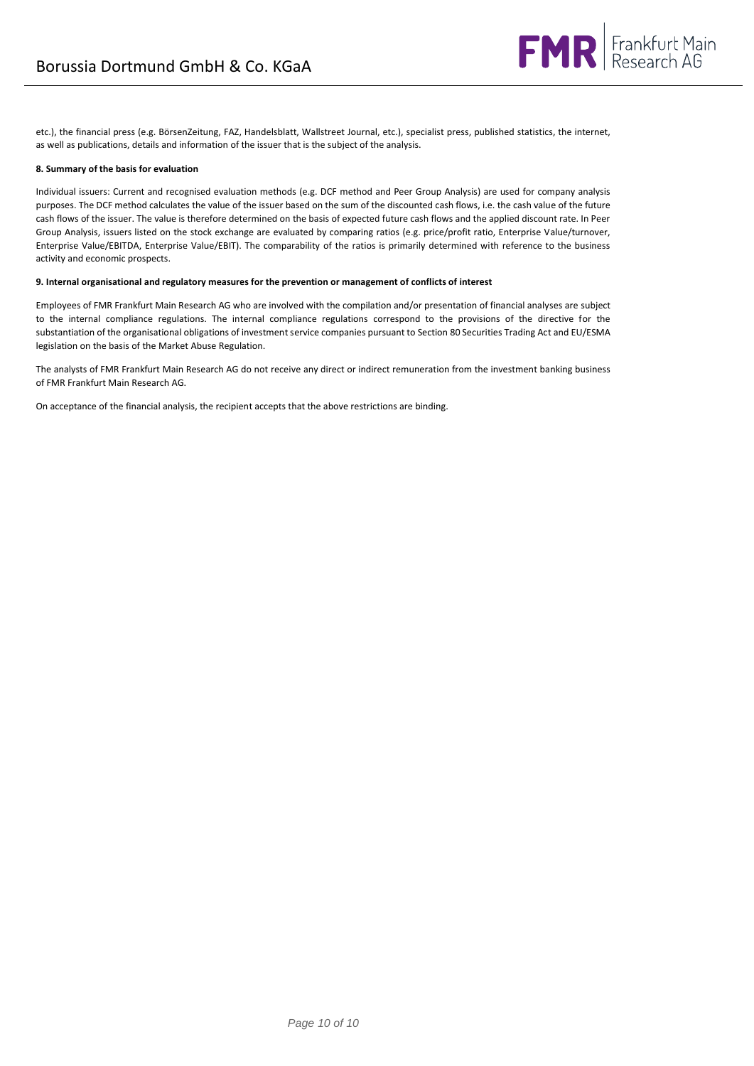etc.), the financial press (e.g. BörsenZeitung, FAZ, Handelsblatt, Wallstreet Journal, etc.), specialist press, published statistics, the internet, as well as publications, details and information of the issuer that is the subject of the analysis.

**8. Summary of the basis for evaluation**

Individual issuers: Current and recognised evaluation methods (e.g. DCF method and Peer Group Analysis) are used for company analysis purposes. The DCF method calculates the value of the issuer based on the sum of the discounted cash flows, i.e. the cash value of the future cash flows of the issuer. The value is therefore determined on the basis of expected future cash flows and the applied discount rate. In Peer Group Analysis, issuers listed on the stock exchange are evaluated by comparing ratios (e.g. price/profit ratio, Enterprise Value/turnover, Enterprise Value/EBITDA, Enterprise Value/EBIT). The comparability of the ratios is primarily determined with reference to the business activity and economic prospects.

**9. Internal organisational and regulatory measures for the prevention or management of conflicts of interest**

Employees of FMR Frankfurt Main Research AG who are involved with the compilation and/or presentation of financial analyses are subject to the internal compliance regulations. The internal compliance regulations correspond to the provisions of the directive for the substantiation of the organisational obligations of investment service companies pursuant to Section 80 Securities Trading Act and EU/ESMA legislation on the basis of the Market Abuse Regulation.

The analysts of FMR Frankfurt Main Research AG do not receive any direct or indirect remuneration from the investment banking business of FMR Frankfurt Main Research AG.

On acceptance of the financial analysis, the recipient accepts that the above restrictions are binding.